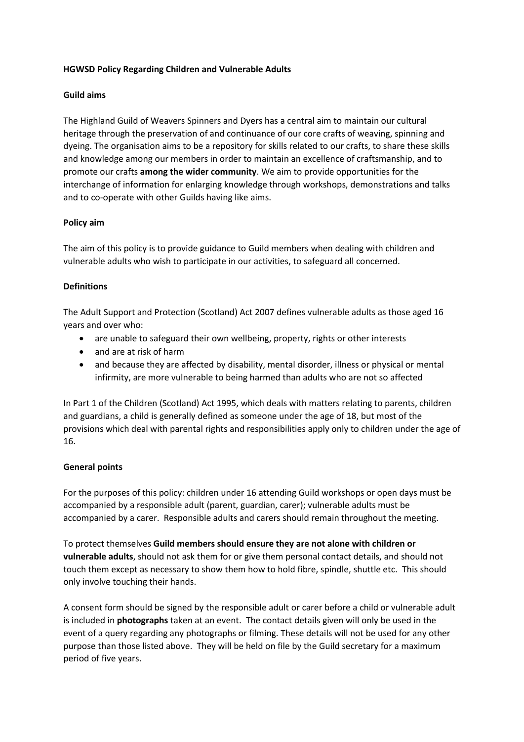**HGWSD Policy Regarding Children and Vulnerable Adults**

**Guild aims**

The Highland Guild of Weavers Spinners and Dyers has a central aim to maintain our cultural heritage through the preservation of and continuance of our core crafts of weaving, spinning and dyeing. The organisation aims to be a repository for skills related to our crafts, to share these skills and knowledge among our members in order to maintain an excellence of craftsmanship, and to promote our crafts **among the wider community**. We aim to provide opportunities for the interchange of information for enlarging knowledge through workshops, demonstrations and talks and to co-operate with other Guilds having like aims.

**Policy aim**

The aim of this policy is to provide guidance to Guild members when dealing with children and vulnerable adults who wish to participate in our activities, to safeguard all concerned.

**Definitions**

The Adult Support and Protection (Scotland) Act 2007 defines vulnerable adults as those aged 16 years and over who:

- are unable to safeguard their own wellbeing, property, rights or other interests
- and are at risk of harm
- and because they are affected by disability, mental disorder, illness or physical or mental infirmity, are more vulnerable to being harmed than adults who are not so affected

In Part 1 of the Children (Scotland) Act 1995, which deals with matters relating to parents, children and guardians, a child is generally defined as someone under the age of 18, but most of the provisions which deal with parental rights and responsibilities apply only to children under the age of 16.

**General points**

For the purposes of this policy: children under 16 attending Guild workshops or open days must be accompanied by a responsible adult (parent, guardian, carer); vulnerable adults must be accompanied by a carer. Responsible adults and carers should remain throughout the meeting.

To protect themselves **Guild members should ensure they are not alone with children or vulnerable adults**, should not ask them for or give them personal contact details, and should not touch them except as necessary to show them how to hold fibre, spindle, shuttle etc. This should only involve touching their hands.

A consent form should be signed by the responsible adult or carer before a child or vulnerable adult is included in **photographs** taken at an event. The contact details given will only be used in the event of a query regarding any photographs or filming. These details will not be used for any other purpose than those listed above. They will be held on file by the Guild secretary for a maximum period of five years.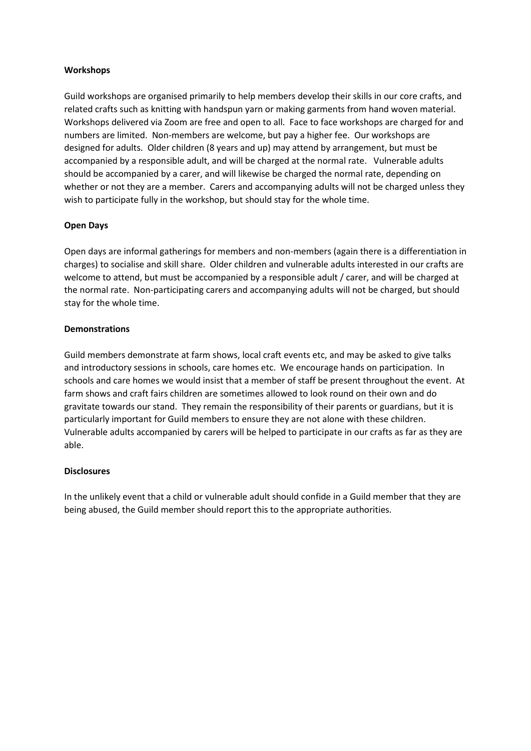**Workshops**

Guild workshops are organised primarily to help members develop their skills in our core crafts, and related crafts such as knitting with handspun yarn or making garments from hand woven material. Workshops delivered via Zoom are free and open to all. Face to face workshops are charged for and numbers are limited. Non-members are welcome, but pay a higher fee. Our workshops are designed for adults. Older children (8 years and up) may attend by arrangement, but must be accompanied by a responsible adult, and will be charged at the normal rate. Vulnerable adults should be accompanied by a carer, and will likewise be charged the normal rate, depending on whether or not they are a member. Carers and accompanying adults will not be charged unless they wish to participate fully in the workshop, but should stay for the whole time.

**Open Days**

Open days are informal gatherings for members and non-members (again there is a differentiation in charges) to socialise and skill share. Older children and vulnerable adults interested in our crafts are welcome to attend, but must be accompanied by a responsible adult / carer, and will be charged at the normal rate. Non-participating carers and accompanying adults will not be charged, but should stay for the whole time.

**Demonstrations**

Guild members demonstrate at farm shows, local craft events etc, and may be asked to give talks and introductory sessions in schools, care homes etc. We encourage hands on participation. In schools and care homes we would insist that a member of staff be present throughout the event. At farm shows and craft fairs children are sometimes allowed to look round on their own and do gravitate towards our stand. They remain the responsibility of their parents or guardians, but it is particularly important for Guild members to ensure they are not alone with these children. Vulnerable adults accompanied by carers will be helped to participate in our crafts as far as they are able.

**Disclosures**

In the unlikely event that a child or vulnerable adult should confide in a Guild member that they are being abused, the Guild member should report this to the appropriate authorities.